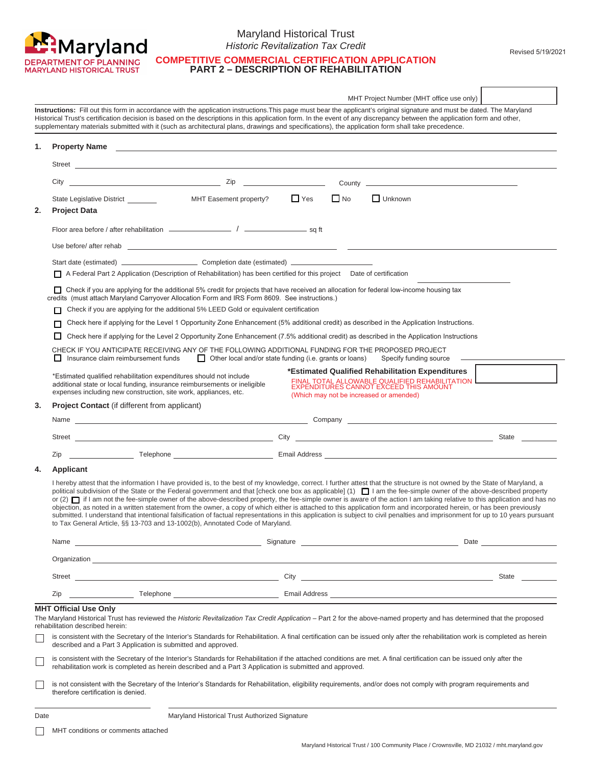Maryland DEPARTMENT OF PLANNING MARYLAND HISTORICAL TRUST

# Maryland Historical Trust

*Historic Revitalization Tax Credit*

## COMPETITIVE COMMERCIAL CERTIFICATION APPLICATION

## PART 2 – DESCRIPTION OF REHABILITATION

Revised 5/19/2021

MHT Project Number (MHT office use only) ____________

**Instructions:** Fill out this form in accordance with the application instructions.This page must bear the applicant's original signature and must be dated. The Maryland Historical Trust's certification decision is based on the descriptions in this application form. In the event of any discrepancy between the application form and other, supplementary materials submitted with it (such as architectural plans, drawings and specifications), the application form shall take precedence.

**1. Property Name** ____________

Street ____________

City ____________ Zip ____________ County ____________

State Legislative District ____________ MHT Easement property? ☐ Yes ☐ No ☐ Unknown

**2. Project Data**

Floor area before / after rehabilitation ____________ / ____________ sq ft

Use before/ after rehab ____________ ____________

Start date (estimated) ____________ Completion date (estimated) ____________

☐ A Federal Part 2 Application (Description of Rehabilitation) has been certified for this project Date of certification ____________

☐ Check if you are applying for the additional 5% credit for projects that have received an allocation for federal low-income housing tax credits (must attach Maryland Carryover Allocation Form and IRS Form 8609. See instructions.)

☐ Check if you are applying for the additional 5% LEED Gold or equivalent certification

☐ Check here if applying for the Level 1 Opportunity Zone Enhancement (5% additional credit) as described in the Application Instructions.

☐ Check here if applying for the Level 2 Opportunity Zone Enhancement (7.5% additional credit) as described in the Application Instructions

CHECK IF YOU ANTICIPATE RECEIVING ANY OF THE FOLLOWING ADDITIONAL FUNDING FOR THE PROPOSED PROJECT

☐ Insurance claim reimbursement funds ☐ Other local and/or state funding (i.e. grants or loans) Specify funding source ____________

*Estimated qualified rehabilitation expenditures should not include additional state or local funding, insurance reimbursements or ineligible expenses including new construction, site work, appliances, etc.

**\*Estimated Qualified Rehabilitation Expenditures** ____________

FINAL TOTAL ALLOWABLE QUALIFIED REHABILITATION EXPENDITURES CANNOT EXCEED THIS AMOUNT (Which may not be increased or amended)

**3. Project Contact** (if different from applicant)

Name ____________ Company ____________

Street ____________ City ____________ State ____________

Zip ____________ Telephone ____________ Email Address ____________

**4. Applicant**

I hereby attest that the information I have provided is, to the best of my knowledge, correct. I further attest that the structure is not owned by the State of Maryland, a political subdivision of the State or the Federal government and that [check one box as applicable] (1) ☐ I am the fee-simple owner of the above-described property or (2) ☐ if I am not the fee-simple owner of the above-described property, the fee-simple owner is aware of the action I am taking relative to this application and has no objection, as noted in a written statement from the owner, a copy of which either is attached to this application form and incorporated herein, or has been previously submitted. I understand that intentional falsification of factual representations in this application is subject to civil penalties and imprisonment for up to 10 years pursuant to Tax General Article, §§ 13-703 and 13-1002(b), Annotated Code of Maryland.

Name ____________ Signature ____________ Date ____________

Organization ____________

Street ____________ City ____________ State ____________

Zip ____________ Telephone ____________ Email Address ____________

**MHT Official Use Only**

The Maryland Historical Trust has reviewed the *Historic Revitalization Tax Credit Application* – Part 2 for the above-named property and has determined that the proposed rehabilitation described herein:

☐ is consistent with the Secretary of the Interior's Standards for Rehabilitation. A final certification can be issued only after the rehabilitation work is completed as herein described and a Part 3 Application is submitted and approved.

☐ is consistent with the Secretary of the Interior's Standards for Rehabilitation if the attached conditions are met. A final certification can be issued only after the rehabilitation work is completed as herein described and a Part 3 Application is submitted and approved.

☐ is not consistent with the Secretary of the Interior's Standards for Rehabilitation, eligibility requirements, and/or does not comply with program requirements and therefore certification is denied.

____________ ____________

Date Maryland Historical Trust Authorized Signature

☐ MHT conditions or comments attached

Maryland Historical Trust / 100 Community Place / Crownsville, MD 21032 / mht.maryland.gov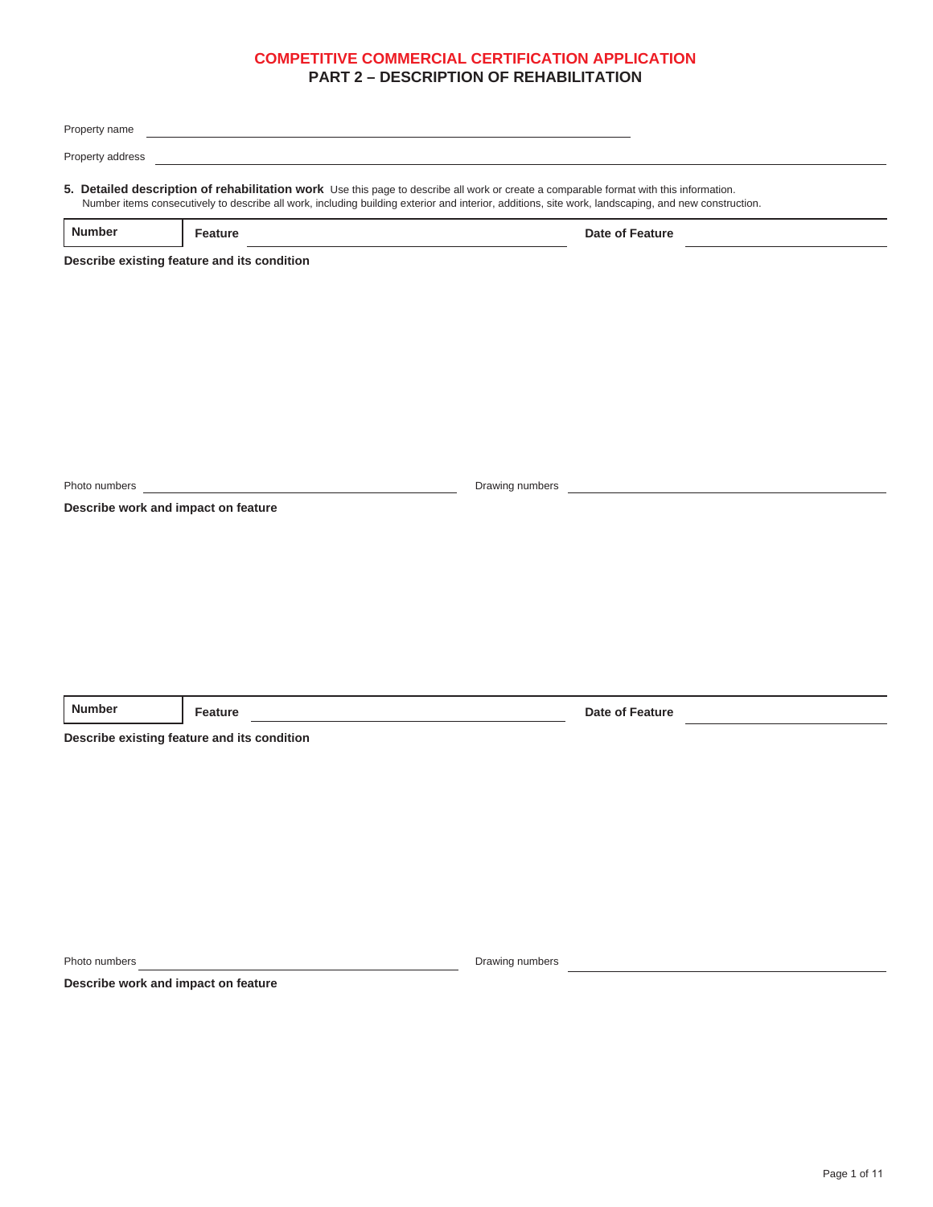# COMPETITIVE COMMERCIAL CERTIFICATION APPLICATION

## PART 2 – DESCRIPTION OF REHABILITATION

Property name ______________________________

Property address ______________________________

**5. Detailed description of rehabilitation work** Use this page to describe all work or create a comparable format with this information. Number items consecutively to describe all work, including building exterior and interior, additions, site work, landscaping, and new construction.

| **Number** | **Feature** | **Date of Feature** |
|---|---|---|
| | | |

**Describe existing feature and its condition**

Photo numbers ______________________________ Drawing numbers ______________________________

**Describe work and impact on feature**

| **Number** | **Feature** | **Date of Feature** |
|---|---|---|
| | | |

**Describe existing feature and its condition**

Photo numbers ______________________________ Drawing numbers ______________________________

**Describe work and impact on feature**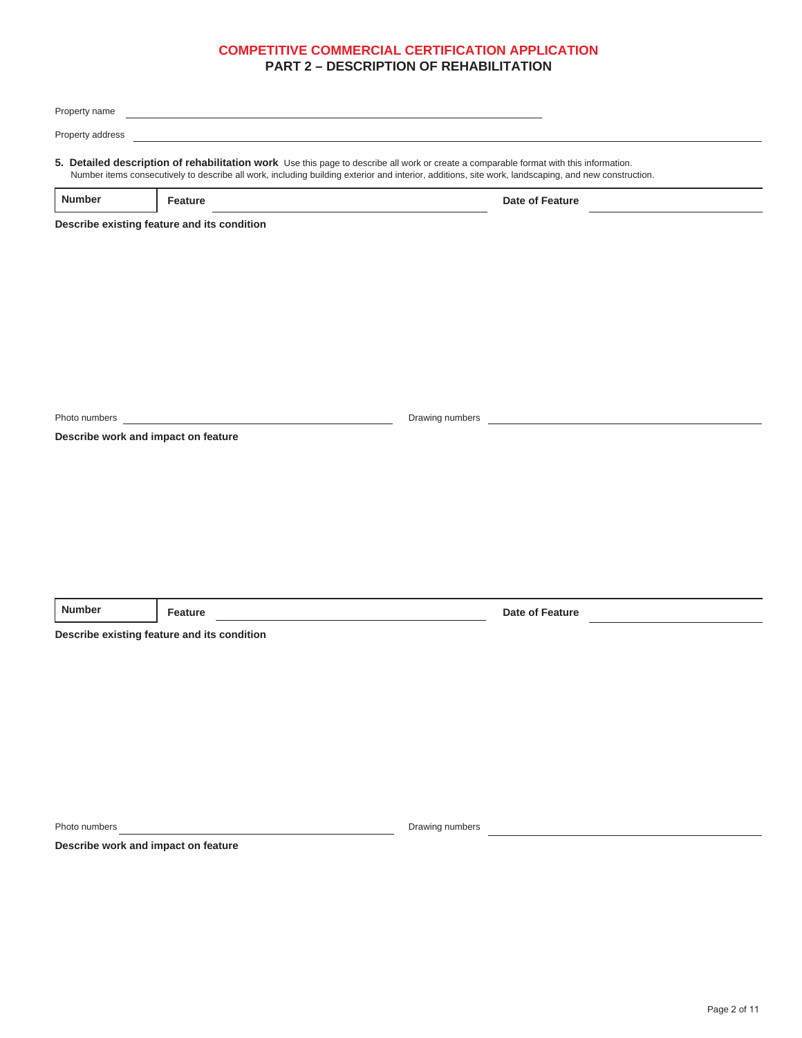# COMPETITIVE COMMERCIAL CERTIFICATION APPLICATION

## PART 2 – DESCRIPTION OF REHABILITATION

Property name \_\_\_\_\_\_\_\_\_\_\_\_\_\_\_\_\_\_\_\_\_\_\_\_\_\_\_\_\_\_\_\_\_\_\_\_\_\_\_\_

Property address \_\_\_\_\_\_\_\_\_\_\_\_\_\_\_\_\_\_\_\_\_\_\_\_\_\_\_\_\_\_\_\_\_\_\_\_\_\_\_\_

**5. Detailed description of rehabilitation work** Use this page to describe all work or create a comparable format with this information. Number items consecutively to describe all work, including building exterior and interior, additions, site work, landscaping, and new construction.

| **Number** | **Feature** | | **Date of Feature** | |
|---|---|---|---|---|

**Describe existing feature and its condition**

Photo numbers \_\_\_\_\_\_\_\_\_\_\_\_\_\_\_\_\_\_\_\_ Drawing numbers \_\_\_\_\_\_\_\_\_\_\_\_\_\_\_\_\_\_\_\_

**Describe work and impact on feature**

| **Number** | **Feature** | | **Date of Feature** | |
|---|---|---|---|---|

**Describe existing feature and its condition**

Photo numbers \_\_\_\_\_\_\_\_\_\_\_\_\_\_\_\_\_\_\_\_ Drawing numbers \_\_\_\_\_\_\_\_\_\_\_\_\_\_\_\_\_\_\_\_

**Describe work and impact on feature**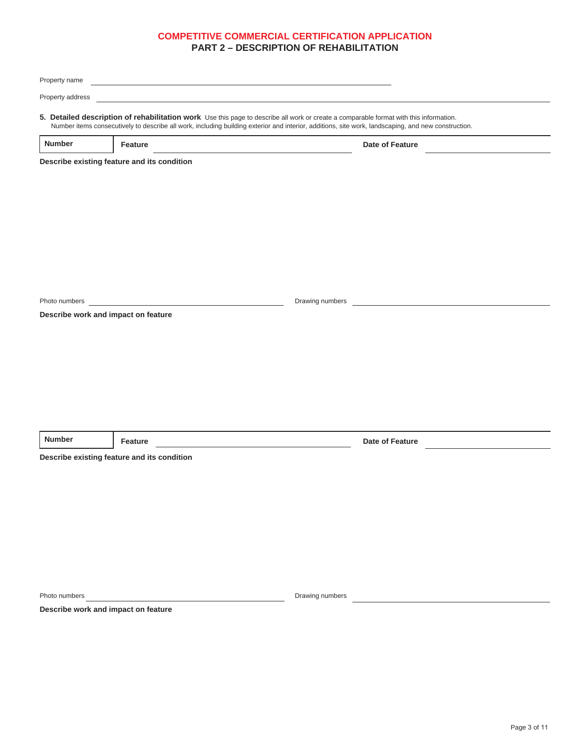# COMPETITIVE COMMERCIAL CERTIFICATION APPLICATION

## PART 2 – DESCRIPTION OF REHABILITATION

Property name \_\_\_\_\_\_\_\_\_\_\_\_\_\_\_\_\_\_\_\_\_\_\_\_\_\_\_\_\_\_\_\_\_\_\_\_\_\_\_\_

Property address \_\_\_\_\_\_\_\_\_\_\_\_\_\_\_\_\_\_\_\_\_\_\_\_\_\_\_\_\_\_\_\_\_\_\_\_\_\_\_\_

**5. Detailed description of rehabilitation work** Use this page to describe all work or create a comparable format with this information. Number items consecutively to describe all work, including building exterior and interior, additions, site work, landscaping, and new construction.

| **Number** | **Feature** | | **Date of Feature** | |
|---|---|---|---|---|

**Describe existing feature and its condition**

Photo numbers \_\_\_\_\_\_\_\_\_\_\_\_\_\_\_\_\_\_\_\_ Drawing numbers \_\_\_\_\_\_\_\_\_\_\_\_\_\_\_\_\_\_\_\_

**Describe work and impact on feature**

| **Number** | **Feature** | | **Date of Feature** | |
|---|---|---|---|---|

**Describe existing feature and its condition**

Photo numbers \_\_\_\_\_\_\_\_\_\_\_\_\_\_\_\_\_\_\_\_ Drawing numbers \_\_\_\_\_\_\_\_\_\_\_\_\_\_\_\_\_\_\_\_

**Describe work and impact on feature**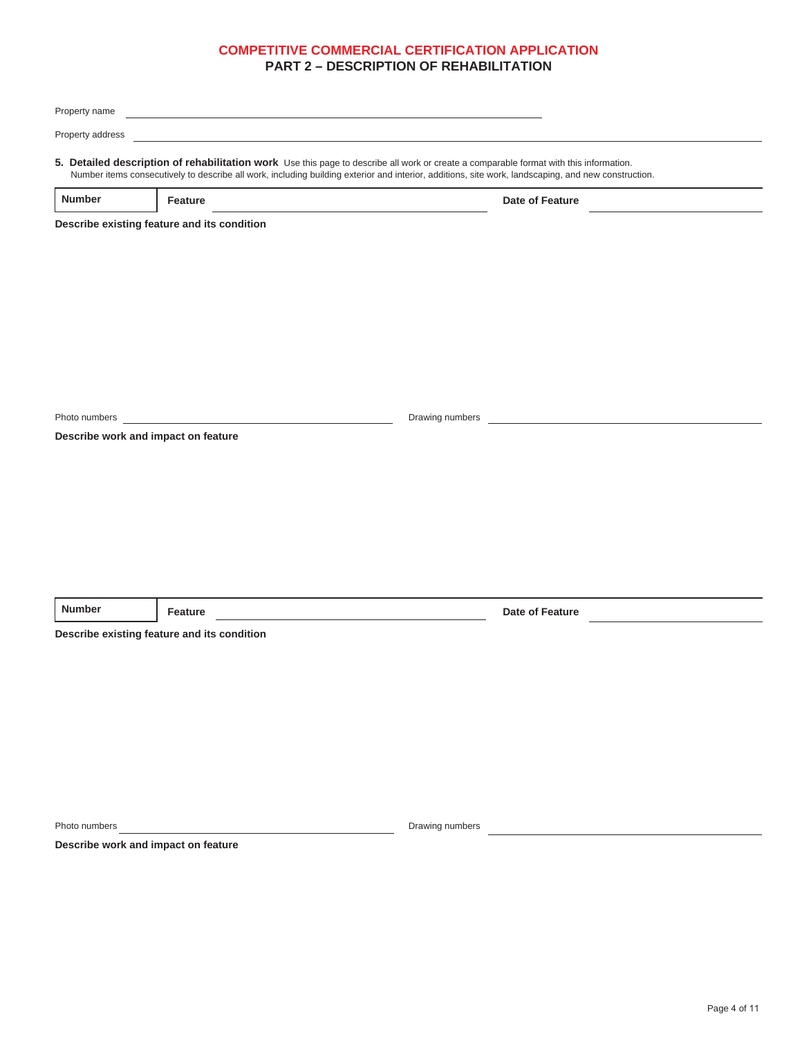# COMPETITIVE COMMERCIAL CERTIFICATION APPLICATION

## PART 2 – DESCRIPTION OF REHABILITATION

Property name ______________________________

Property address ______________________________

**5. Detailed description of rehabilitation work** Use this page to describe all work or create a comparable format with this information. Number items consecutively to describe all work, including building exterior and interior, additions, site work, landscaping, and new construction.

| **Number** | **Feature** | | **Date of Feature** | |
|---|---|---|---|---|

**Describe existing feature and its condition**

Photo numbers ______________________________ Drawing numbers ______________________________

**Describe work and impact on feature**

| **Number** | **Feature** | | **Date of Feature** | |
|---|---|---|---|---|

**Describe existing feature and its condition**

Photo numbers ______________________________ Drawing numbers ______________________________

**Describe work and impact on feature**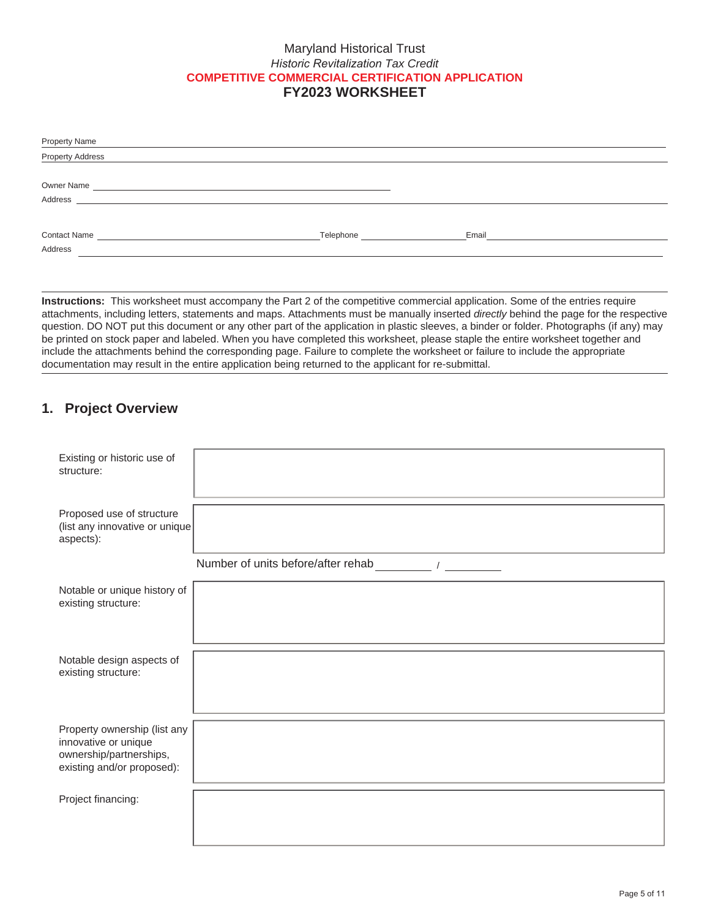Maryland Historical Trust

*Historic Revitalization Tax Credit*

**COMPETITIVE COMMERCIAL CERTIFICATION APPLICATION**

**FY2023 WORKSHEET**

Property Name ______________________________

Property Address ______________________________

Owner Name ______________________________

Address ______________________________

Contact Name ______________________________ Telephone ______________ Email ______________________________

Address ______________________________

---

**Instructions:** This worksheet must accompany the Part 2 of the competitive commercial application. Some of the entries require attachments, including letters, statements and maps. Attachments must be manually inserted *directly* behind the page for the respective question. DO NOT put this document or any other part of the application in plastic sleeves, a binder or folder. Photographs (if any) may be printed on stock paper and labeled. When you have completed this worksheet, please staple the entire worksheet together and include the attachments behind the corresponding page. Failure to complete the worksheet or failure to include the appropriate documentation may result in the entire application being returned to the applicant for re-submittal.

---

## 1. Project Overview

| | |
|---|---|
| Existing or historic use of structure: | |
| Proposed use of structure (list any innovative or unique aspects): | |
| | Number of units before/after rehab __________ / __________ |
| Notable or unique history of existing structure: | |
| Notable design aspects of existing structure: | |
| Property ownership (list any innovative or unique ownership/partnerships, existing and/or proposed): | |
| Project financing: | |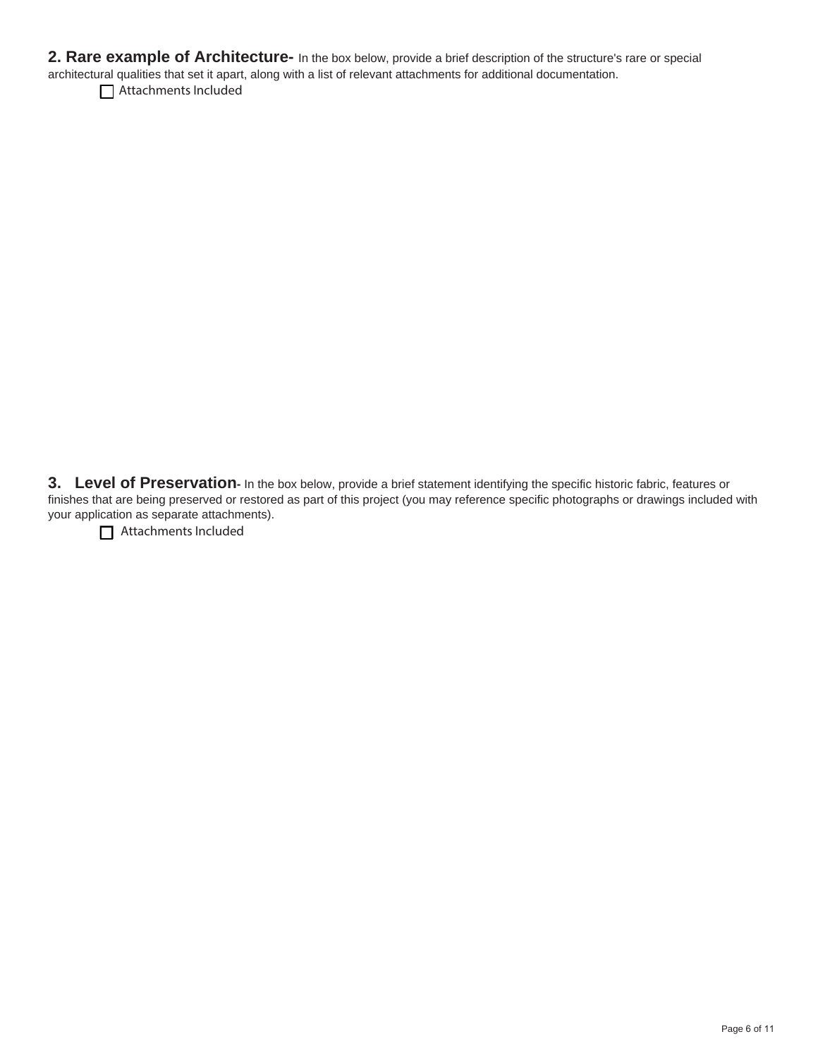**2. Rare example of Architecture-** In the box below, provide a brief description of the structure's rare or special architectural qualities that set it apart, along with a list of relevant attachments for additional documentation.

☐ Attachments Included

**3. Level of Preservation-** In the box below, provide a brief statement identifying the specific historic fabric, features or finishes that are being preserved or restored as part of this project (you may reference specific photographs or drawings included with your application as separate attachments).

☐ Attachments Included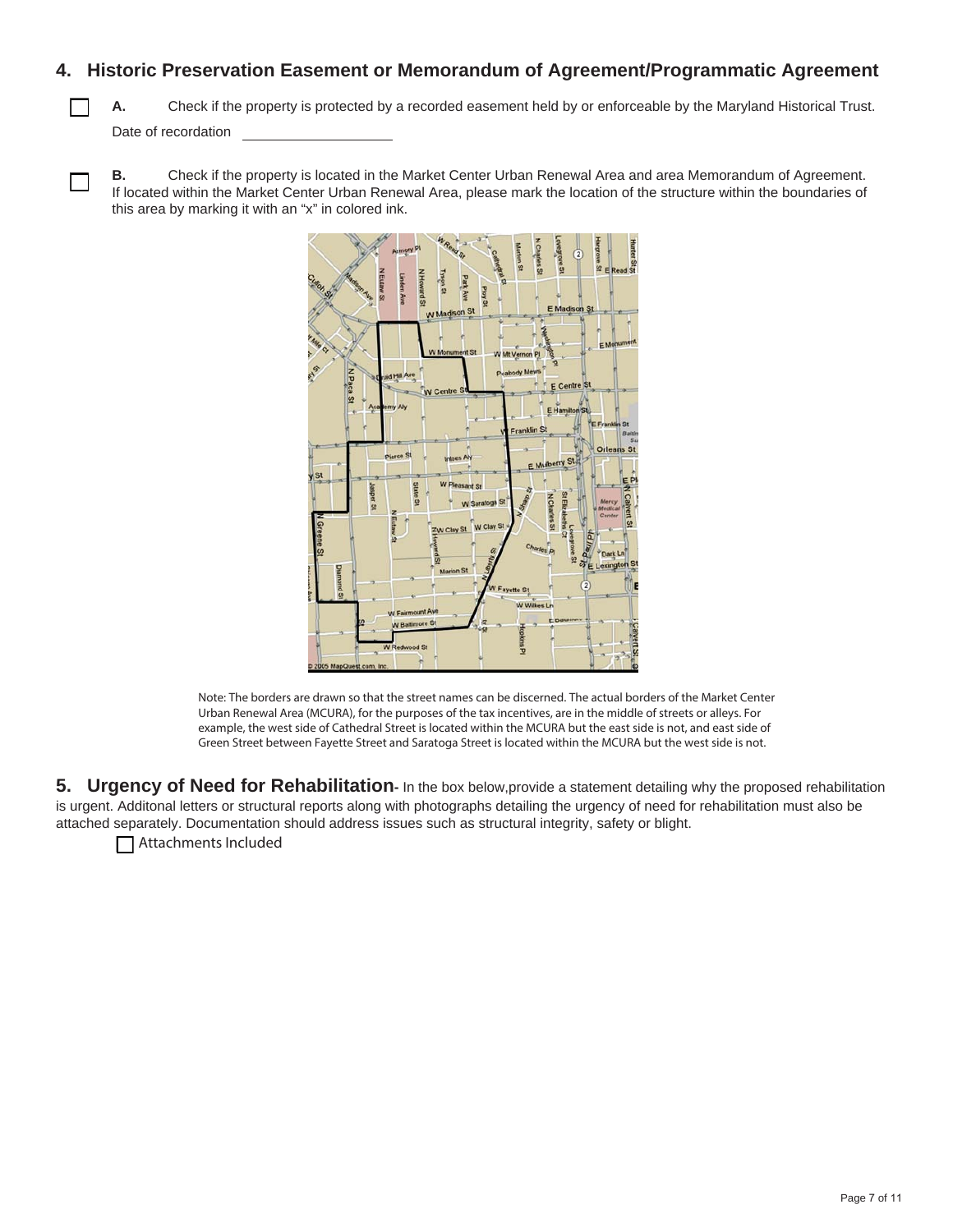## 4. Historic Preservation Easement or Memorandum of Agreement/Programmatic Agreement

☐ **A.** Check if the property is protected by a recorded easement held by or enforceable by the Maryland Historical Trust.

Date of recordation ____________________

☐ **B.** Check if the property is located in the Market Center Urban Renewal Area and area Memorandum of Agreement. If located within the Market Center Urban Renewal Area, please mark the location of the structure within the boundaries of this area by marking it with an "x" in colored ink.

Note: The borders are drawn so that the street names can be discerned. The actual borders of the Market Center Urban Renewal Area (MCURA), for the purposes of the tax incentives, are in the middle of streets or alleys. For example, the west side of Cathedral Street is located within the MCURA but the east side is not, and east side of Green Street between Fayette Street and Saratoga Street is located within the MCURA but the west side is not.

## 5. Urgency of Need for Rehabilitation

- In the box below,provide a statement detailing why the proposed rehabilitation is urgent. Additonal letters or structural reports along with photographs detailing the urgency of need for rehabilitation must also be attached separately. Documentation should address issues such as structural integrity, safety or blight.

☐ Attachments Included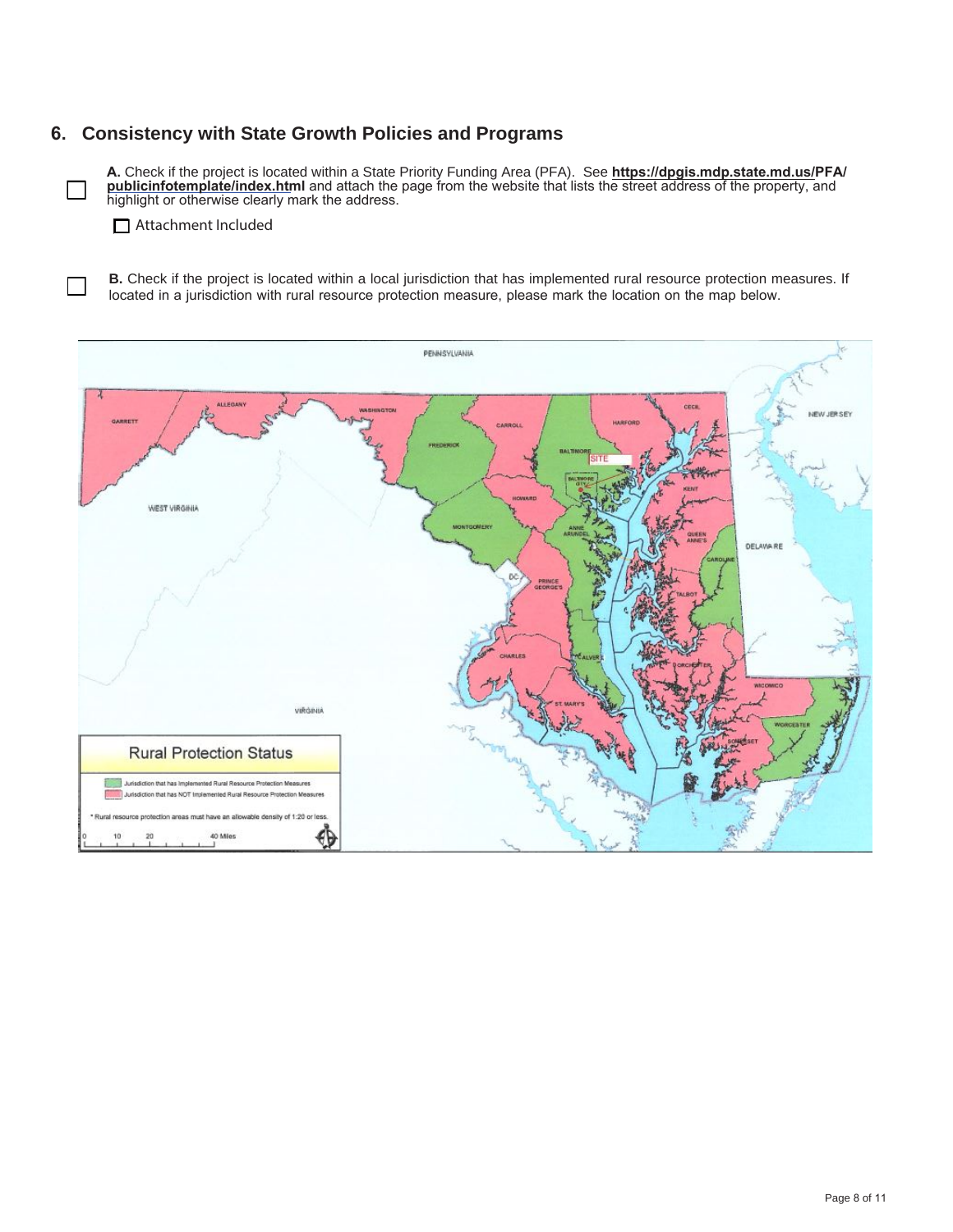## 6. Consistency with State Growth Policies and Programs

☐ **A.** Check if the project is located within a State Priority Funding Area (PFA). See **https://dpgis.mdp.state.md.us/PFA/publicinfotemplate/index.html** and attach the page from the website that lists the street address of the property, and highlight or otherwise clearly mark the address.

☐ Attachment Included

☐ **B.** Check if the project is located within a local jurisdiction that has implemented rural resource protection measures. If located in a jurisdiction with rural resource protection measure, please mark the location on the map below.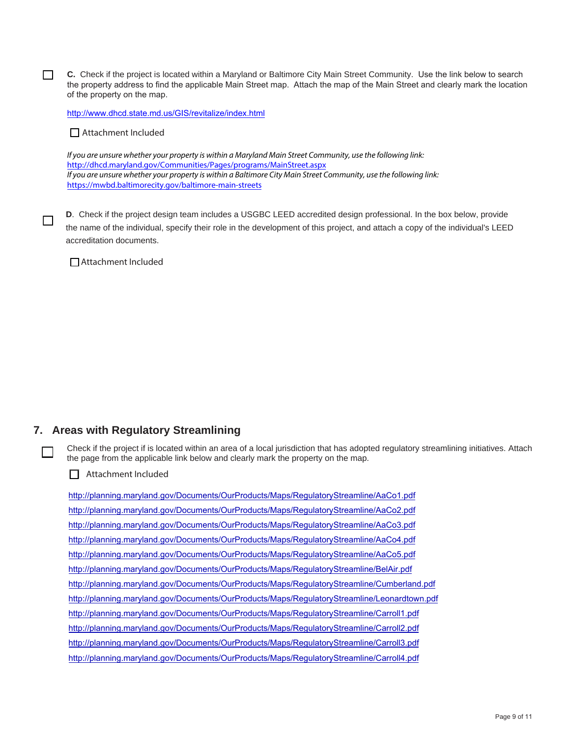☐ **C.** Check if the project is located within a Maryland or Baltimore City Main Street Community. Use the link below to search the property address to find the applicable Main Street map. Attach the map of the Main Street and clearly mark the location of the property on the map.

http://www.dhcd.state.md.us/GIS/revitalize/index.html

☐ Attachment Included

*If you are unsure whether your property is within a Maryland Main Street Community, use the following link:*
http://dhcd.maryland.gov/Communities/Pages/programs/MainStreet.aspx
*If you are unsure whether your property is within a Baltimore City Main Street Community, use the following link:*
https://mwbd.baltimorecity.gov/baltimore-main-streets

☐ **D**. Check if the project design team includes a USGBC LEED accredited design professional. In the box below, provide the name of the individual, specify their role in the development of this project, and attach a copy of the individual's LEED accreditation documents.

☐ Attachment Included

## 7. Areas with Regulatory Streamlining

☐ Check if the project if is located within an area of a local jurisdiction that has adopted regulatory streamlining initiatives. Attach the page from the applicable link below and clearly mark the property on the map.

☐ Attachment Included

http://planning.maryland.gov/Documents/OurProducts/Maps/RegulatoryStreamline/AaCo1.pdf
http://planning.maryland.gov/Documents/OurProducts/Maps/RegulatoryStreamline/AaCo2.pdf
http://planning.maryland.gov/Documents/OurProducts/Maps/RegulatoryStreamline/AaCo3.pdf
http://planning.maryland.gov/Documents/OurProducts/Maps/RegulatoryStreamline/AaCo4.pdf
http://planning.maryland.gov/Documents/OurProducts/Maps/RegulatoryStreamline/AaCo5.pdf
http://planning.maryland.gov/Documents/OurProducts/Maps/RegulatoryStreamline/BelAir.pdf
http://planning.maryland.gov/Documents/OurProducts/Maps/RegulatoryStreamline/Cumberland.pdf
http://planning.maryland.gov/Documents/OurProducts/Maps/RegulatoryStreamline/Leonardtown.pdf
http://planning.maryland.gov/Documents/OurProducts/Maps/RegulatoryStreamline/Carroll1.pdf
http://planning.maryland.gov/Documents/OurProducts/Maps/RegulatoryStreamline/Carroll2.pdf
http://planning.maryland.gov/Documents/OurProducts/Maps/RegulatoryStreamline/Carroll3.pdf
http://planning.maryland.gov/Documents/OurProducts/Maps/RegulatoryStreamline/Carroll4.pdf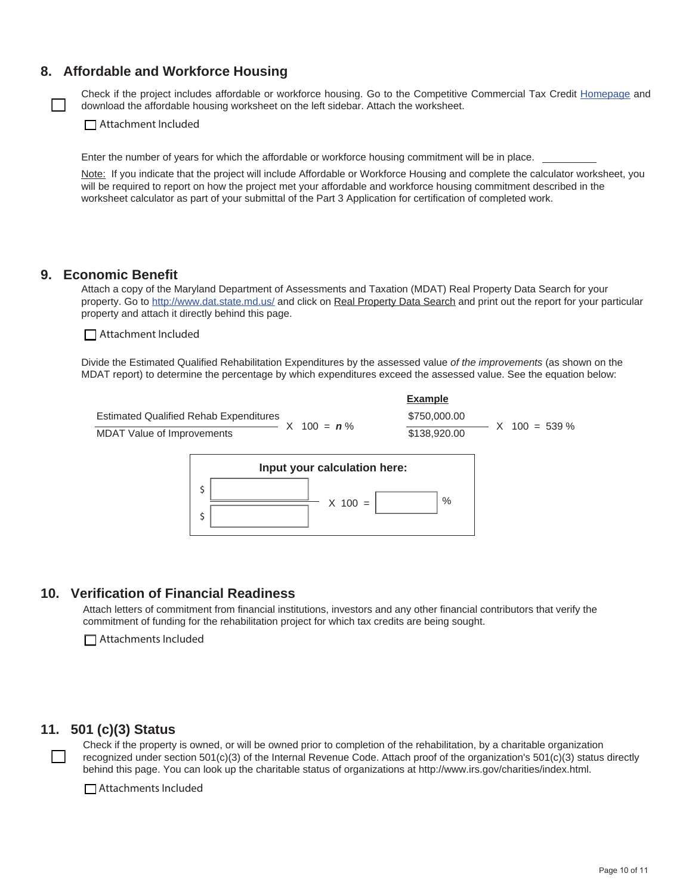## 8. Affordable and Workforce Housing

☐ Check if the project includes affordable or workforce housing. Go to the Competitive Commercial Tax Credit Homepage and download the affordable housing worksheet on the left sidebar. Attach the worksheet.

☐ Attachment Included

Enter the number of years for which the affordable or workforce housing commitment will be in place. \_\_\_\_\_\_\_\_\_\_

Note: If you indicate that the project will include Affordable or Workforce Housing and complete the calculator worksheet, you will be required to report on how the project met your affordable and workforce housing commitment described in the worksheet calculator as part of your submittal of the Part 3 Application for certification of completed work.

## 9. Economic Benefit

Attach a copy of the Maryland Department of Assessments and Taxation (MDAT) Real Property Data Search for your property. Go to http://www.dat.state.md.us/ and click on Real Property Data Search and print out the report for your particular property and attach it directly behind this page.

☐ Attachment Included

Divide the Estimated Qualified Rehabilitation Expenditures by the assessed value *of the improvements* (as shown on the MDAT report) to determine the percentage by which expenditures exceed the assessed value. See the equation below:

$$\frac{\text{Estimated Qualified Rehab Expenditures}}{\text{MDAT Value of Improvements}} \times 100 = \boldsymbol{n}\ \%$$

**Example**

$$\frac{\$750{,}000.00}{\$138{,}920.00} \times 100 = 539\ \%$$

**Input your calculation here:**

$$\frac{\$\ \_\_\_\_\_\_}{\$\ \_\_\_\_\_\_} \times 100 = \_\_\_\_\_\_\ \%$$

## 10. Verification of Financial Readiness

Attach letters of commitment from financial institutions, investors and any other financial contributors that verify the commitment of funding for the rehabilitation project for which tax credits are being sought.

☐ Attachments Included

## 11. 501 (c)(3) Status

☐ Check if the property is owned, or will be owned prior to completion of the rehabilitation, by a charitable organization recognized under section 501(c)(3) of the Internal Revenue Code. Attach proof of the organization's 501(c)(3) status directly behind this page. You can look up the charitable status of organizations at http://www.irs.gov/charities/index.html.

☐ Attachments Included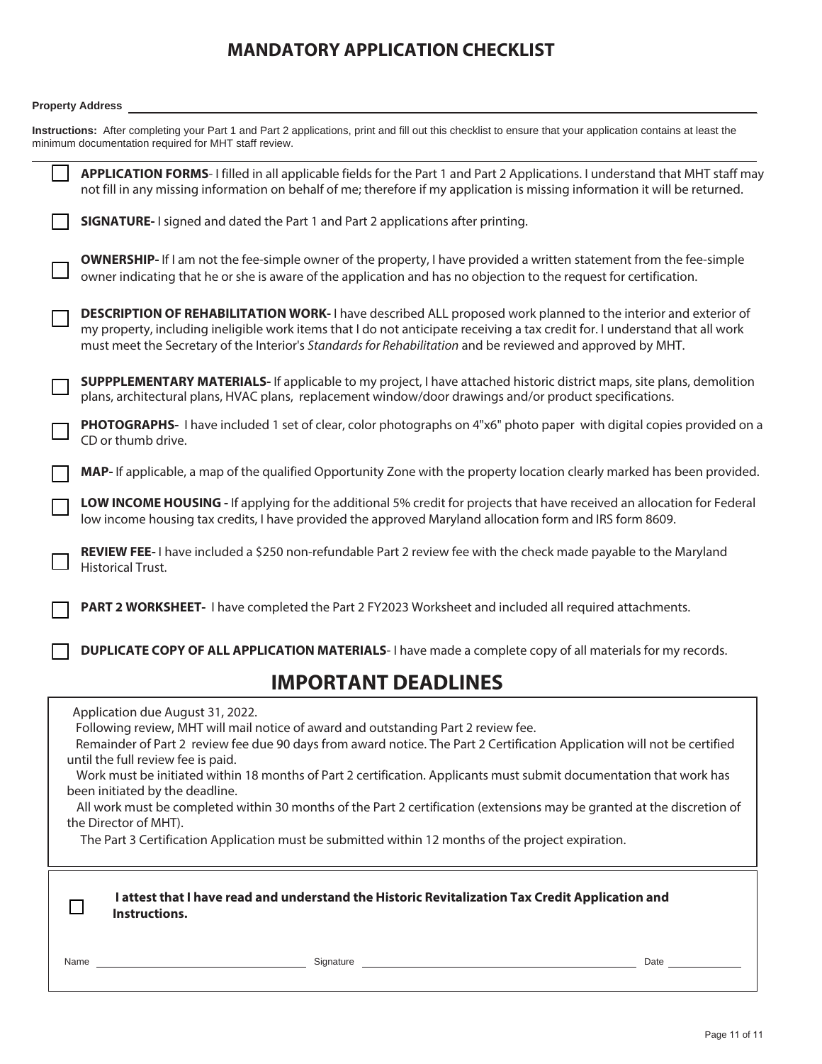# MANDATORY APPLICATION CHECKLIST

**Property Address** \_\_\_\_\_\_\_\_\_\_\_\_\_\_\_\_\_\_\_\_\_\_\_\_\_\_\_\_\_\_\_\_\_\_\_\_\_\_\_\_

**Instructions:** After completing your Part 1 and Part 2 applications, print and fill out this checklist to ensure that your application contains at least the minimum documentation required for MHT staff review.

- ☐ **APPLICATION FORMS**- I filled in all applicable fields for the Part 1 and Part 2 Applications. I understand that MHT staff may not fill in any missing information on behalf of me; therefore if my application is missing information it will be returned.
- ☐ **SIGNATURE-** I signed and dated the Part 1 and Part 2 applications after printing.
- ☐ **OWNERSHIP-** If I am not the fee-simple owner of the property, I have provided a written statement from the fee-simple owner indicating that he or she is aware of the application and has no objection to the request for certification.
- ☐ **DESCRIPTION OF REHABILITATION WORK-** I have described ALL proposed work planned to the interior and exterior of my property, including ineligible work items that I do not anticipate receiving a tax credit for. I understand that all work must meet the Secretary of the Interior's *Standards for Rehabilitation* and be reviewed and approved by MHT.
- ☐ **SUPPPLEMENTARY MATERIALS-** If applicable to my project, I have attached historic district maps, site plans, demolition plans, architectural plans, HVAC plans, replacement window/door drawings and/or product specifications.
- ☐ **PHOTOGRAPHS-** I have included 1 set of clear, color photographs on 4"x6" photo paper with digital copies provided on a CD or thumb drive.
- ☐ **MAP-** If applicable, a map of the qualified Opportunity Zone with the property location clearly marked has been provided.
- ☐ **LOW INCOME HOUSING -** If applying for the additional 5% credit for projects that have received an allocation for Federal low income housing tax credits, I have provided the approved Maryland allocation form and IRS form 8609.
- ☐ **REVIEW FEE-** I have included a $250 non-refundable Part 2 review fee with the check made payable to the Maryland Historical Trust.
- ☐ **PART 2 WORKSHEET-** I have completed the Part 2 FY2023 Worksheet and included all required attachments.
- ☐ **DUPLICATE COPY OF ALL APPLICATION MATERIALS**- I have made a complete copy of all materials for my records.

# IMPORTANT DEADLINES

Application due August 31, 2022.
Following review, MHT will mail notice of award and outstanding Part 2 review fee.
Remainder of Part 2 review fee due 90 days from award notice. The Part 2 Certification Application will not be certified until the full review fee is paid.
Work must be initiated within 18 months of Part 2 certification. Applicants must submit documentation that work has been initiated by the deadline.
All work must be completed within 30 months of the Part 2 certification (extensions may be granted at the discretion of the Director of MHT).
The Part 3 Certification Application must be submitted within 12 months of the project expiration.

☐ **I attest that I have read and understand the Historic Revitalization Tax Credit Application and Instructions.**

Name \_\_\_\_\_\_\_\_\_\_\_\_\_\_\_\_\_\_ Signature \_\_\_\_\_\_\_\_\_\_\_\_\_\_\_\_\_\_ Date \_\_\_\_\_\_\_\_